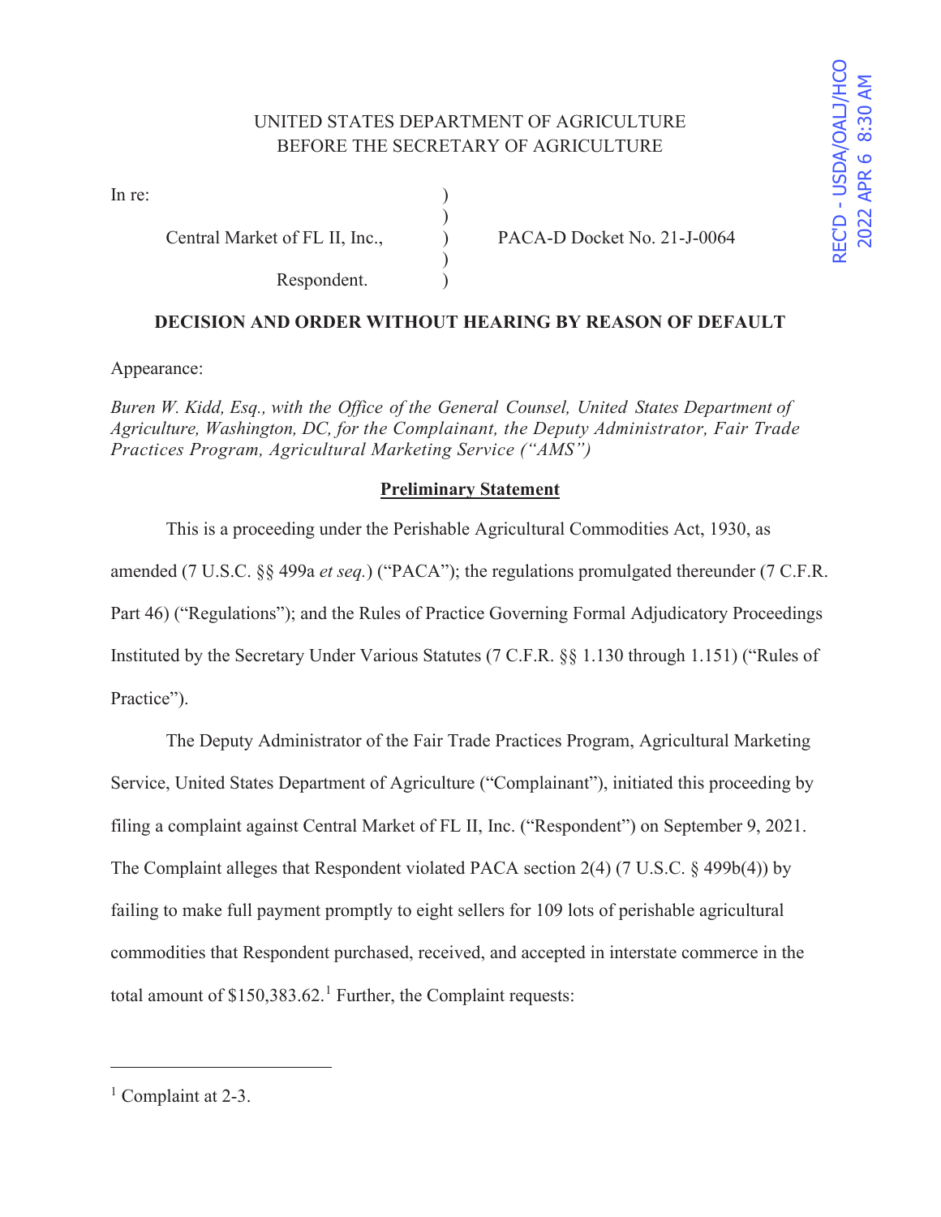UNITED STATES DEPARTMENT OF AGRICULTURE
BEFORE THE SECRETARY OF AGRICULTURE

REC'D - USDA/OALJ/HCO
2022 APR 6 8:30 AM

In re:

Central Market of FL II, Inc., PACA-D Docket No. 21-J-0064

Respondent.

**DECISION AND ORDER WITHOUT HEARING BY REASON OF DEFAULT**

Appearance:

*Buren W. Kidd, Esq., with the Office of the General Counsel, United States Department of Agriculture, Washington, DC, for the Complainant, the Deputy Administrator, Fair Trade Practices Program, Agricultural Marketing Service ("AMS")*

**Preliminary Statement**

This is a proceeding under the Perishable Agricultural Commodities Act, 1930, as amended (7 U.S.C. §§ 499a *et seq.*) ("PACA"); the regulations promulgated thereunder (7 C.F.R. Part 46) ("Regulations"); and the Rules of Practice Governing Formal Adjudicatory Proceedings Instituted by the Secretary Under Various Statutes (7 C.F.R. §§ 1.130 through 1.151) ("Rules of Practice").

The Deputy Administrator of the Fair Trade Practices Program, Agricultural Marketing Service, United States Department of Agriculture ("Complainant"), initiated this proceeding by filing a complaint against Central Market of FL II, Inc. ("Respondent") on September 9, 2021. The Complaint alleges that Respondent violated PACA section 2(4) (7 U.S.C. § 499b(4)) by failing to make full payment promptly to eight sellers for 109 lots of perishable agricultural commodities that Respondent purchased, received, and accepted in interstate commerce in the total amount of $150,383.62.[1] Further, the Complaint requests:

[1] Complaint at 2-3.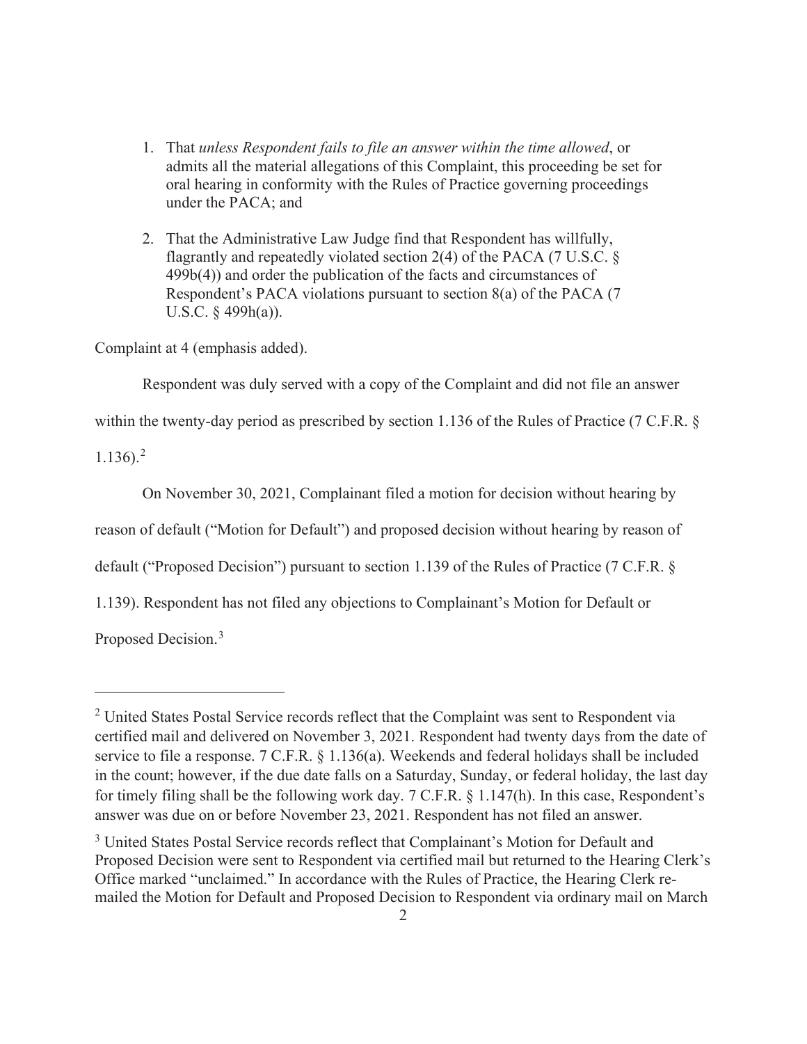1. That *unless Respondent fails to file an answer within the time allowed*, or admits all the material allegations of this Complaint, this proceeding be set for oral hearing in conformity with the Rules of Practice governing proceedings under the PACA; and

2. That the Administrative Law Judge find that Respondent has willfully, flagrantly and repeatedly violated section 2(4) of the PACA (7 U.S.C. § 499b(4)) and order the publication of the facts and circumstances of Respondent's PACA violations pursuant to section 8(a) of the PACA (7 U.S.C. § 499h(a)).

Complaint at 4 (emphasis added).

Respondent was duly served with a copy of the Complaint and did not file an answer within the twenty-day period as prescribed by section 1.136 of the Rules of Practice (7 C.F.R. § 1.136).[2]

On November 30, 2021, Complainant filed a motion for decision without hearing by reason of default ("Motion for Default") and proposed decision without hearing by reason of default ("Proposed Decision") pursuant to section 1.139 of the Rules of Practice (7 C.F.R. § 1.139). Respondent has not filed any objections to Complainant's Motion for Default or Proposed Decision.[3]

---

[2] United States Postal Service records reflect that the Complaint was sent to Respondent via certified mail and delivered on November 3, 2021. Respondent had twenty days from the date of service to file a response. 7 C.F.R. § 1.136(a). Weekends and federal holidays shall be included in the count; however, if the due date falls on a Saturday, Sunday, or federal holiday, the last day for timely filing shall be the following work day. 7 C.F.R. § 1.147(h). In this case, Respondent's answer was due on or before November 23, 2021. Respondent has not filed an answer.

[3] United States Postal Service records reflect that Complainant's Motion for Default and Proposed Decision were sent to Respondent via certified mail but returned to the Hearing Clerk's Office marked "unclaimed." In accordance with the Rules of Practice, the Hearing Clerk re-mailed the Motion for Default and Proposed Decision to Respondent via ordinary mail on March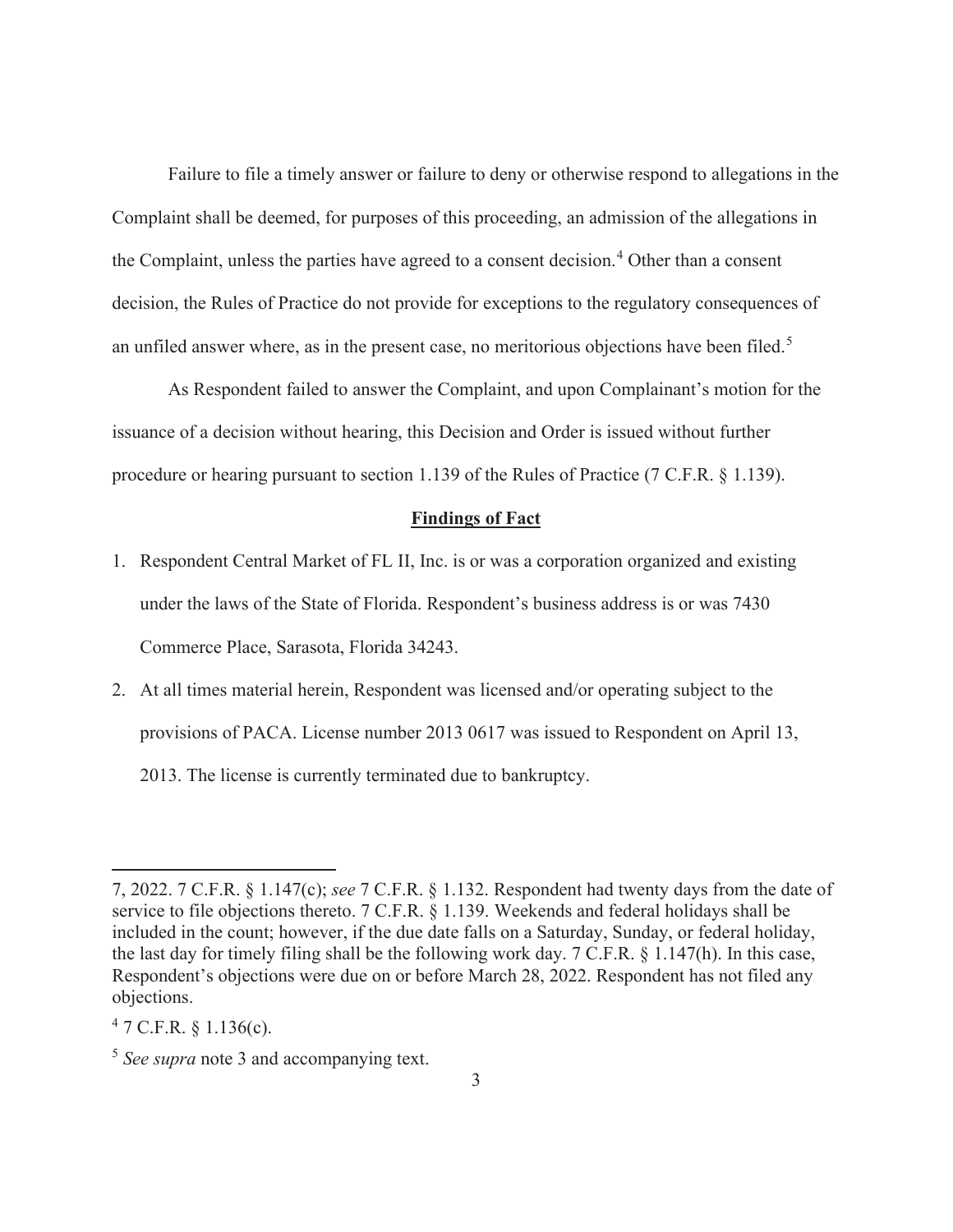Failure to file a timely answer or failure to deny or otherwise respond to allegations in the Complaint shall be deemed, for purposes of this proceeding, an admission of the allegations in the Complaint, unless the parties have agreed to a consent decision.[4] Other than a consent decision, the Rules of Practice do not provide for exceptions to the regulatory consequences of an unfiled answer where, as in the present case, no meritorious objections have been filed.[5]

As Respondent failed to answer the Complaint, and upon Complainant's motion for the issuance of a decision without hearing, this Decision and Order is issued without further procedure or hearing pursuant to section 1.139 of the Rules of Practice (7 C.F.R. § 1.139).

**Findings of Fact**

1. Respondent Central Market of FL II, Inc. is or was a corporation organized and existing under the laws of the State of Florida. Respondent's business address is or was 7430 Commerce Place, Sarasota, Florida 34243.
2. At all times material herein, Respondent was licensed and/or operating subject to the provisions of PACA. License number 2013 0617 was issued to Respondent on April 13, 2013. The license is currently terminated due to bankruptcy.

---

7, 2022. 7 C.F.R. § 1.147(c); *see* 7 C.F.R. § 1.132. Respondent had twenty days from the date of service to file objections thereto. 7 C.F.R. § 1.139. Weekends and federal holidays shall be included in the count; however, if the due date falls on a Saturday, Sunday, or federal holiday, the last day for timely filing shall be the following work day. 7 C.F.R. § 1.147(h). In this case, Respondent's objections were due on or before March 28, 2022. Respondent has not filed any objections.

[4] 7 C.F.R. § 1.136(c).

[5] *See supra* note 3 and accompanying text.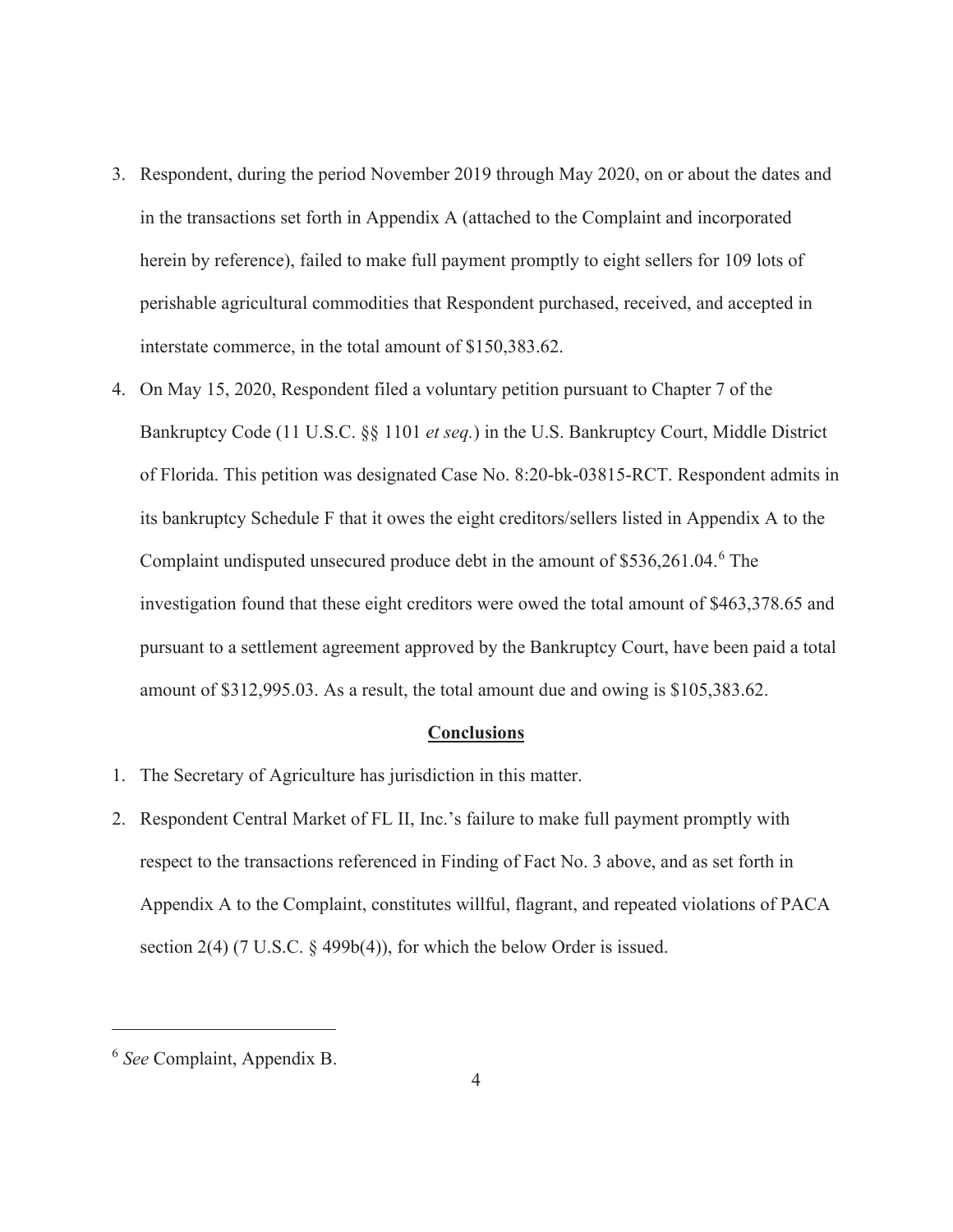3. Respondent, during the period November 2019 through May 2020, on or about the dates and in the transactions set forth in Appendix A (attached to the Complaint and incorporated herein by reference), failed to make full payment promptly to eight sellers for 109 lots of perishable agricultural commodities that Respondent purchased, received, and accepted in interstate commerce, in the total amount of $150,383.62.

4. On May 15, 2020, Respondent filed a voluntary petition pursuant to Chapter 7 of the Bankruptcy Code (11 U.S.C. §§ 1101 *et seq.*) in the U.S. Bankruptcy Court, Middle District of Florida. This petition was designated Case No. 8:20-bk-03815-RCT. Respondent admits in its bankruptcy Schedule F that it owes the eight creditors/sellers listed in Appendix A to the Complaint undisputed unsecured produce debt in the amount of $536,261.04.[6] The investigation found that these eight creditors were owed the total amount of $463,378.65 and pursuant to a settlement agreement approved by the Bankruptcy Court, have been paid a total amount of $312,995.03. As a result, the total amount due and owing is $105,383.62.

## Conclusions

1. The Secretary of Agriculture has jurisdiction in this matter.

2. Respondent Central Market of FL II, Inc.'s failure to make full payment promptly with respect to the transactions referenced in Finding of Fact No. 3 above, and as set forth in Appendix A to the Complaint, constitutes willful, flagrant, and repeated violations of PACA section 2(4) (7 U.S.C. § 499b(4)), for which the below Order is issued.

---

[6] *See* Complaint, Appendix B.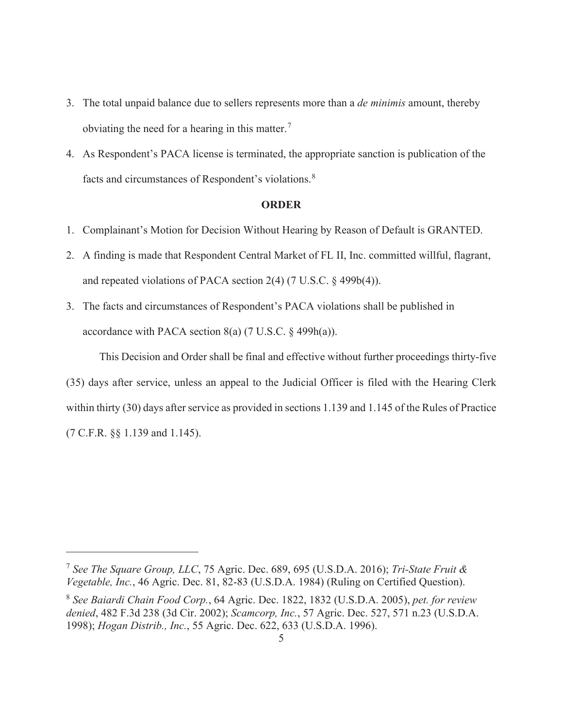3. The total unpaid balance due to sellers represents more than a *de minimis* amount, thereby obviating the need for a hearing in this matter.[7]
4. As Respondent's PACA license is terminated, the appropriate sanction is publication of the facts and circumstances of Respondent's violations.[8]

**ORDER**

1. Complainant's Motion for Decision Without Hearing by Reason of Default is GRANTED.
2. A finding is made that Respondent Central Market of FL II, Inc. committed willful, flagrant, and repeated violations of PACA section 2(4) (7 U.S.C. § 499b(4)).
3. The facts and circumstances of Respondent's PACA violations shall be published in accordance with PACA section 8(a) (7 U.S.C. § 499h(a)).

This Decision and Order shall be final and effective without further proceedings thirty-five (35) days after service, unless an appeal to the Judicial Officer is filed with the Hearing Clerk within thirty (30) days after service as provided in sections 1.139 and 1.145 of the Rules of Practice (7 C.F.R. §§ 1.139 and 1.145).

---

[7] *See The Square Group, LLC*, 75 Agric. Dec. 689, 695 (U.S.D.A. 2016); *Tri-State Fruit & Vegetable, Inc.*, 46 Agric. Dec. 81, 82-83 (U.S.D.A. 1984) (Ruling on Certified Question).

[8] *See Baiardi Chain Food Corp.*, 64 Agric. Dec. 1822, 1832 (U.S.D.A. 2005), *pet. for review denied*, 482 F.3d 238 (3d Cir. 2002); *Scamcorp, Inc.*, 57 Agric. Dec. 527, 571 n.23 (U.S.D.A. 1998); *Hogan Distrib., Inc.*, 55 Agric. Dec. 622, 633 (U.S.D.A. 1996).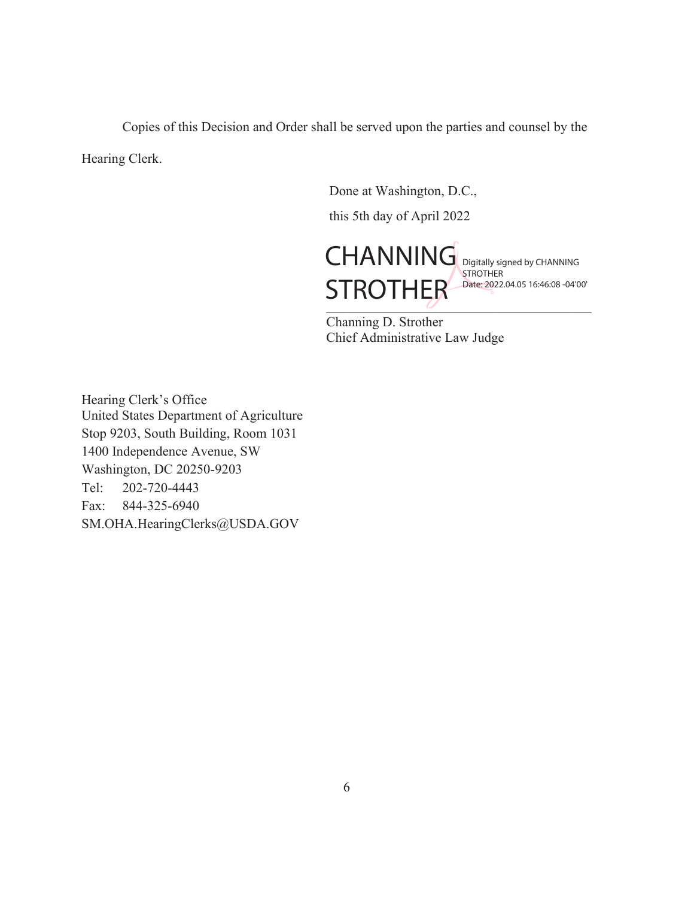Copies of this Decision and Order shall be served upon the parties and counsel by the Hearing Clerk.

Done at Washington, D.C.,

this 5th day of April 2022

CHANNING STROTHER

Digitally signed by CHANNING STROTHER
Date: 2022.04.05 16:46:08 -04'00'

Channing D. Strother
Chief Administrative Law Judge

Hearing Clerk's Office
United States Department of Agriculture
Stop 9203, South Building, Room 1031
1400 Independence Avenue, SW
Washington, DC 20250-9203
Tel: 202-720-4443
Fax: 844-325-6940
SM.OHA.HearingClerks@USDA.GOV